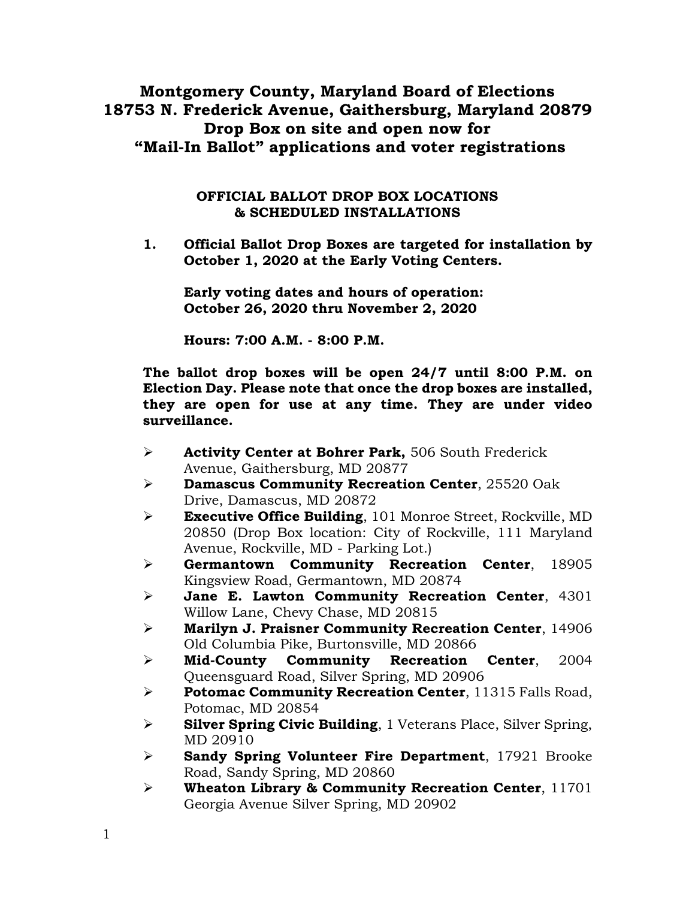# Montgomery County, Maryland Board of Elections
# 18753 N. Frederick Avenue, Gaithersburg, Maryland 20879
# Drop Box on site and open now for "Mail-In Ballot" applications and voter registrations

## OFFICIAL BALLOT DROP BOX LOCATIONS & SCHEDULED INSTALLATIONS

1. **Official Ballot Drop Boxes are targeted for installation by October 1, 2020 at the Early Voting Centers.**

   **Early voting dates and hours of operation: October 26, 2020 thru November 2, 2020**

   **Hours: 7:00 A.M. - 8:00 P.M.**

**The ballot drop boxes will be open 24/7 until 8:00 P.M. on Election Day. Please note that once the drop boxes are installed, they are open for use at any time. They are under video surveillance.**

- **Activity Center at Bohrer Park,** 506 South Frederick Avenue, Gaithersburg, MD 20877
- **Damascus Community Recreation Center**, 25520 Oak Drive, Damascus, MD 20872
- **Executive Office Building**, 101 Monroe Street, Rockville, MD 20850 (Drop Box location: City of Rockville, 111 Maryland Avenue, Rockville, MD - Parking Lot.)
- **Germantown Community Recreation Center**, 18905 Kingsview Road, Germantown, MD 20874
- **Jane E. Lawton Community Recreation Center**, 4301 Willow Lane, Chevy Chase, MD 20815
- **Marilyn J. Praisner Community Recreation Center**, 14906 Old Columbia Pike, Burtonsville, MD 20866
- **Mid-County Community Recreation Center**, 2004 Queensguard Road, Silver Spring, MD 20906
- **Potomac Community Recreation Center**, 11315 Falls Road, Potomac, MD 20854
- **Silver Spring Civic Building**, 1 Veterans Place, Silver Spring, MD 20910
- **Sandy Spring Volunteer Fire Department**, 17921 Brooke Road, Sandy Spring, MD 20860
- **Wheaton Library & Community Recreation Center**, 11701 Georgia Avenue Silver Spring, MD 20902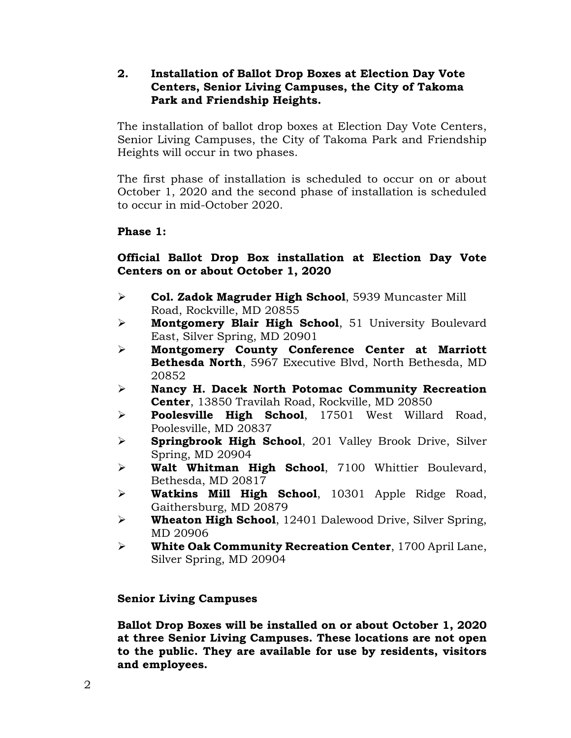## 2. Installation of Ballot Drop Boxes at Election Day Vote Centers, Senior Living Campuses, the City of Takoma Park and Friendship Heights.

The installation of ballot drop boxes at Election Day Vote Centers, Senior Living Campuses, the City of Takoma Park and Friendship Heights will occur in two phases.

The first phase of installation is scheduled to occur on or about October 1, 2020 and the second phase of installation is scheduled to occur in mid-October 2020.

**Phase 1:**

**Official Ballot Drop Box installation at Election Day Vote Centers on or about October 1, 2020**

- **Col. Zadok Magruder High School**, 5939 Muncaster Mill Road, Rockville, MD 20855
- **Montgomery Blair High School**, 51 University Boulevard East, Silver Spring, MD 20901
- **Montgomery County Conference Center at Marriott Bethesda North**, 5967 Executive Blvd, North Bethesda, MD 20852
- **Nancy H. Dacek North Potomac Community Recreation Center**, 13850 Travilah Road, Rockville, MD 20850
- **Poolesville High School**, 17501 West Willard Road, Poolesville, MD 20837
- **Springbrook High School**, 201 Valley Brook Drive, Silver Spring, MD 20904
- **Walt Whitman High School**, 7100 Whittier Boulevard, Bethesda, MD 20817
- **Watkins Mill High School**, 10301 Apple Ridge Road, Gaithersburg, MD 20879
- **Wheaton High School**, 12401 Dalewood Drive, Silver Spring, MD 20906
- **White Oak Community Recreation Center**, 1700 April Lane, Silver Spring, MD 20904

**Senior Living Campuses**

**Ballot Drop Boxes will be installed on or about October 1, 2020 at three Senior Living Campuses. These locations are not open to the public. They are available for use by residents, visitors and employees.**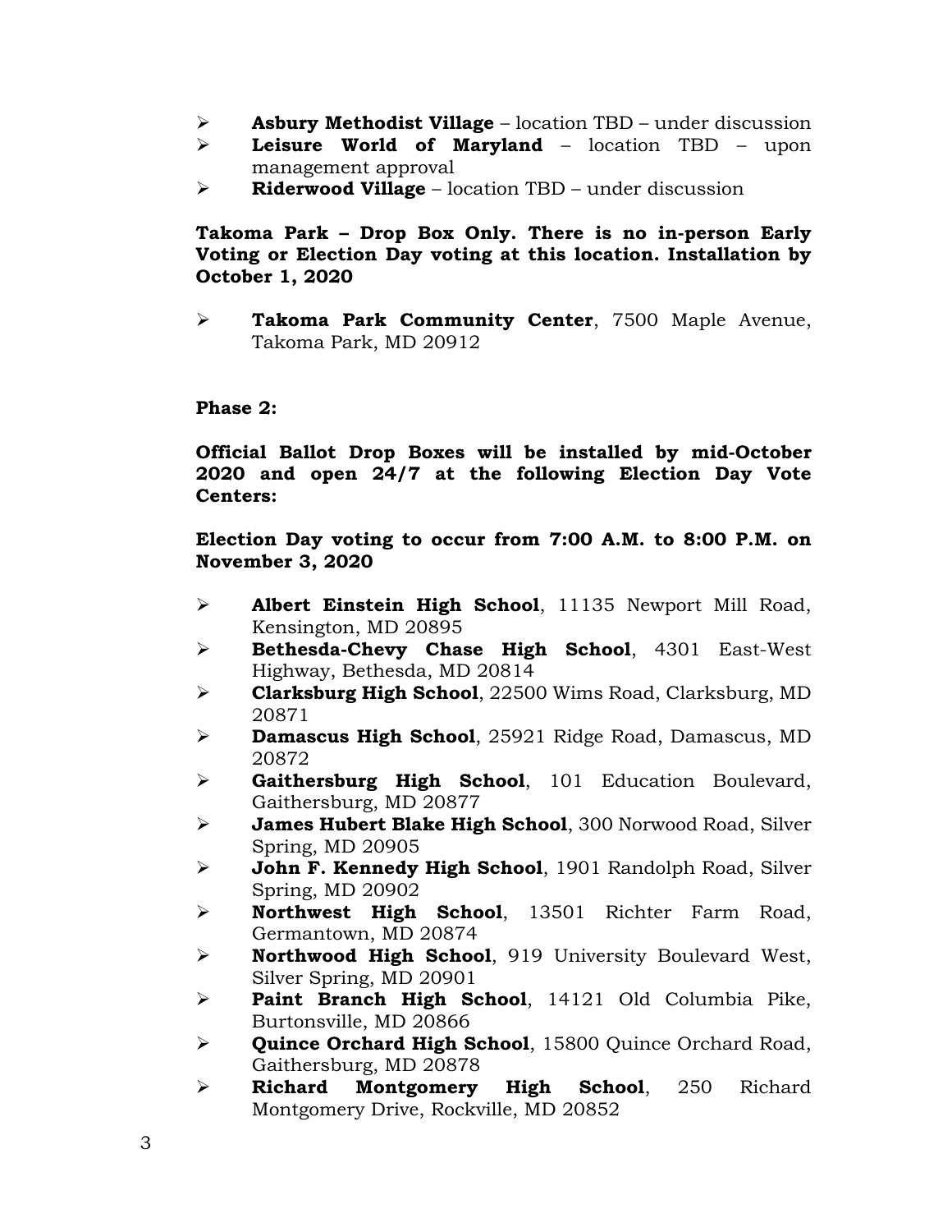- **Asbury Methodist Village** – location TBD – under discussion
- **Leisure World of Maryland** – location TBD – upon management approval
- **Riderwood Village** – location TBD – under discussion

**Takoma Park – Drop Box Only. There is no in-person Early Voting or Election Day voting at this location. Installation by October 1, 2020**

- **Takoma Park Community Center**, 7500 Maple Avenue, Takoma Park, MD 20912

**Phase 2:**

**Official Ballot Drop Boxes will be installed by mid-October 2020 and open 24/7 at the following Election Day Vote Centers:**

**Election Day voting to occur from 7:00 A.M. to 8:00 P.M. on November 3, 2020**

- **Albert Einstein High School**, 11135 Newport Mill Road, Kensington, MD 20895
- **Bethesda-Chevy Chase High School**, 4301 East-West Highway, Bethesda, MD 20814
- **Clarksburg High School**, 22500 Wims Road, Clarksburg, MD 20871
- **Damascus High School**, 25921 Ridge Road, Damascus, MD 20872
- **Gaithersburg High School**, 101 Education Boulevard, Gaithersburg, MD 20877
- **James Hubert Blake High School**, 300 Norwood Road, Silver Spring, MD 20905
- **John F. Kennedy High School**, 1901 Randolph Road, Silver Spring, MD 20902
- **Northwest High School**, 13501 Richter Farm Road, Germantown, MD 20874
- **Northwood High School**, 919 University Boulevard West, Silver Spring, MD 20901
- **Paint Branch High School**, 14121 Old Columbia Pike, Burtonsville, MD 20866
- **Quince Orchard High School**, 15800 Quince Orchard Road, Gaithersburg, MD 20878
- **Richard Montgomery High School**, 250 Richard Montgomery Drive, Rockville, MD 20852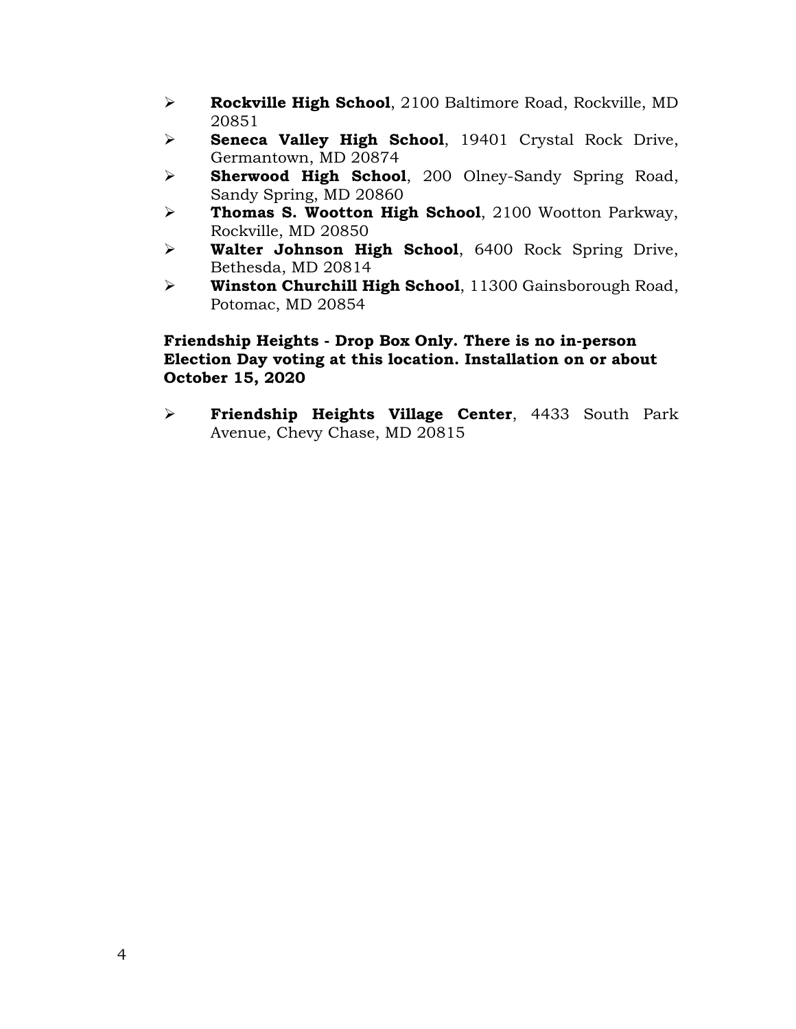- **Rockville High School**, 2100 Baltimore Road, Rockville, MD 20851
- **Seneca Valley High School**, 19401 Crystal Rock Drive, Germantown, MD 20874
- **Sherwood High School**, 200 Olney-Sandy Spring Road, Sandy Spring, MD 20860
- **Thomas S. Wootton High School**, 2100 Wootton Parkway, Rockville, MD 20850
- **Walter Johnson High School**, 6400 Rock Spring Drive, Bethesda, MD 20814
- **Winston Churchill High School**, 11300 Gainsborough Road, Potomac, MD 20854

**Friendship Heights - Drop Box Only. There is no in-person Election Day voting at this location. Installation on or about October 15, 2020**

- **Friendship Heights Village Center**, 4433 South Park Avenue, Chevy Chase, MD 20815